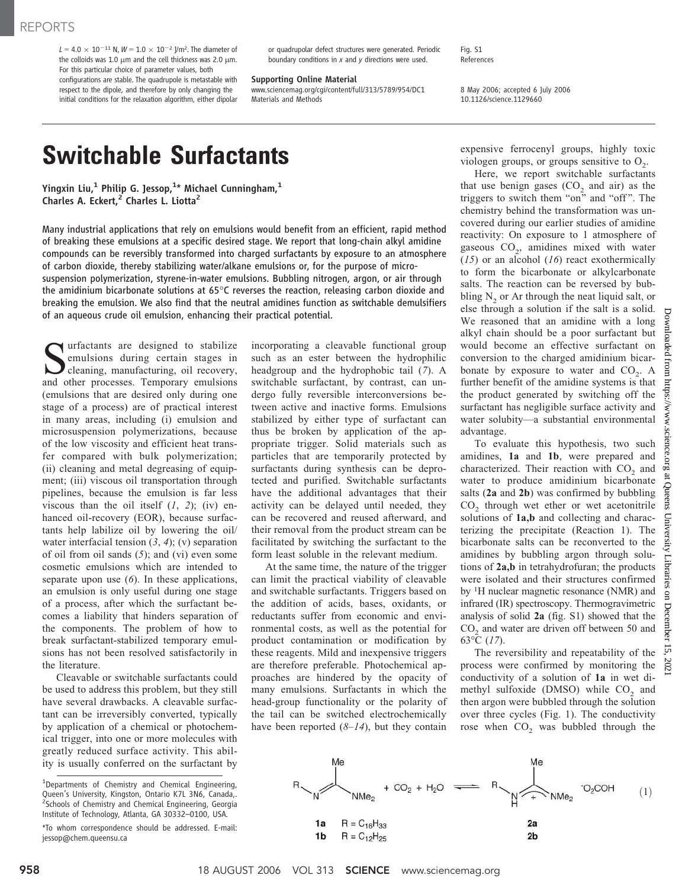$L = 4.0 \times 10^{-11}$ N, $W = 1.0 \times 10^{-2}$ J/m². The diameter of the colloids was 1.0 μm and the cell thickness was 2.0 μm. For this particular choice of parameter values, both configurations are stable. The quadrupole is metastable with respect to the dipole, and therefore by only changing the initial conditions for the relaxation algorithm, either dipolar or quadrupolar defect structures were generated. Periodic boundary conditions in x and y directions were used.

**Supporting Online Material**
www.sciencemag.org/cgi/content/full/313/5789/954/DC1
Materials and Methods
Fig. S1
References

8 May 2006; accepted 6 July 2006
10.1126/science.1129660

# Switchable Surfactants

**Yingxin Liu,[1] Philip G. Jessop,[1]* Michael Cunningham,[1] Charles A. Eckert,[2] Charles L. Liotta[2]**

Many industrial applications that rely on emulsions would benefit from an efficient, rapid method of breaking these emulsions at a specific desired stage. We report that long-chain alkyl amidine compounds can be reversibly transformed into charged surfactants by exposure to an atmosphere of carbon dioxide, thereby stabilizing water/alkane emulsions or, for the purpose of microsuspension polymerization, styrene-in-water emulsions. Bubbling nitrogen, argon, or air through the amidinium bicarbonate solutions at 65°C reverses the reaction, releasing carbon dioxide and breaking the emulsion. We also find that the neutral amidines function as switchable demulsifiers of an aqueous crude oil emulsion, enhancing their practical potential.

Surfactants are designed to stabilize emulsions during certain stages in cleaning, manufacturing, oil recovery, and other processes. Temporary emulsions (emulsions that are desired only during one stage of a process) are of practical interest in many areas, including (i) emulsion and microsuspension polymerizations, because of the low viscosity and efficient heat transfer compared with bulk polymerization; (ii) cleaning and metal degreasing of equipment; (iii) viscous oil transportation through pipelines, because the emulsion is far less viscous than the oil itself (*1*, *2*); (iv) enhanced oil-recovery (EOR), because surfactants help labilize oil by lowering the oil/water interfacial tension (*3*, *4*); (v) separation of oil from oil sands (*5*); and (vi) even some cosmetic emulsions which are intended to separate upon use (*6*). In these applications, an emulsion is only useful during one stage of a process, after which the surfactant becomes a liability that hinders separation of the components. The problem of how to break surfactant-stabilized temporary emulsions has not been resolved satisfactorily in the literature.

Cleavable or switchable surfactants could be used to address this problem, but they still have several drawbacks. A cleavable surfactant can be irreversibly converted, typically by application of a chemical or photochemical trigger, into one or more molecules with greatly reduced surface activity. This ability is usually conferred on the surfactant by incorporating a cleavable functional group such as an ester between the hydrophilic headgroup and the hydrophobic tail (*7*). A switchable surfactant, by contrast, can undergo fully reversible interconversions between active and inactive forms. Emulsions stabilized by either type of surfactant can thus be broken by application of the appropriate trigger. Solid materials such as particles that are temporarily protected by surfactants during synthesis can be deprotected and purified. Switchable surfactants have the additional advantages that their activity can be delayed until needed, they can be recovered and reused afterward, and their removal from the product stream can be facilitated by switching the surfactant to the form least soluble in the relevant medium.

At the same time, the nature of the trigger can limit the practical viability of cleavable and switchable surfactants. Triggers based on the addition of acids, bases, oxidants, or reductants suffer from economic and environmental costs, as well as the potential for product contamination or modification by these reagents. Mild and inexpensive triggers are therefore preferable. Photochemical approaches are hindered by the opacity of many emulsions. Surfactants in which the head-group functionality or the polarity of the tail can be switched electrochemically have been reported (*8*–*14*), but they contain expensive ferrocenyl groups, highly toxic viologen groups, or groups sensitive to $O_2$.

Here, we report switchable surfactants that use benign gases ($CO_2$ and air) as the triggers to switch them "on" and "off". The chemistry behind the transformation was uncovered during our earlier studies of amidine reactivity: On exposure to 1 atmosphere of gaseous $CO_2$, amidines mixed with water (*15*) or an alcohol (*16*) react exothermically to form the bicarbonate or alkylcarbonate salts. The reaction can be reversed by bubbling $N_2$ or Ar through the neat liquid salt, or else through a solution if the salt is a solid. We reasoned that an amidine with a long alkyl chain should be a poor surfactant but would become an effective surfactant on conversion to the charged amidinium bicarbonate by exposure to water and $CO_2$. A further benefit of the amidine systems is that the product generated by switching off the surfactant has negligible surface activity and water solubity—a substantial environmental advantage.

To evaluate this hypothesis, two such amidines, **1a** and **1b**, were prepared and characterized. Their reaction with $CO_2$ and water to produce amidinium bicarbonate salts (**2a** and **2b**) was confirmed by bubbling $CO_2$ through wet ether or wet acetonitrile solutions of **1a,b** and collecting and characterizing the precipitate (Reaction 1). The bicarbonate salts can be reconverted to the amidines by bubbling argon through solutions of **2a,b** in tetrahydrofuran; the products were isolated and their structures confirmed by [1]H nuclear magnetic resonance (NMR) and infrared (IR) spectroscopy. Thermogravimetric analysis of solid **2a** (fig. S1) showed that the $CO_2$ and water are driven off between 50 and 63°C (*17*).

The reversibility and repeatability of the process were confirmed by monitoring the conductivity of a solution of **1a** in wet dimethyl sulfoxide (DMSO) while $CO_2$ and then argon were bubbled through the solution over three cycles (Fig. 1). The conductivity rose when $CO_2$ was bubbled through the

$$\mathrm{R{-}N{=}C(Me){-}NMe_2} + CO_2 + H_2O \rightleftharpoons \mathrm{[R{-}NH{-}C(Me){-}NMe_2]^+ \; {}^-O_2COH} \quad (1)$$

**1a** R = $C_{16}H_{33}$ → **2a**
**1b** R = $C_{12}H_{25}$ → **2b**

[1]Departments of Chemistry and Chemical Engineering, Queen's University, Kingston, Ontario K7L 3N6, Canada,. [2]Schools of Chemistry and Chemical Engineering, Georgia Institute of Technology, Atlanta, GA 30332–0100, USA.

*To whom correspondence should be addressed. E-mail: jessop@chem.queensu.ca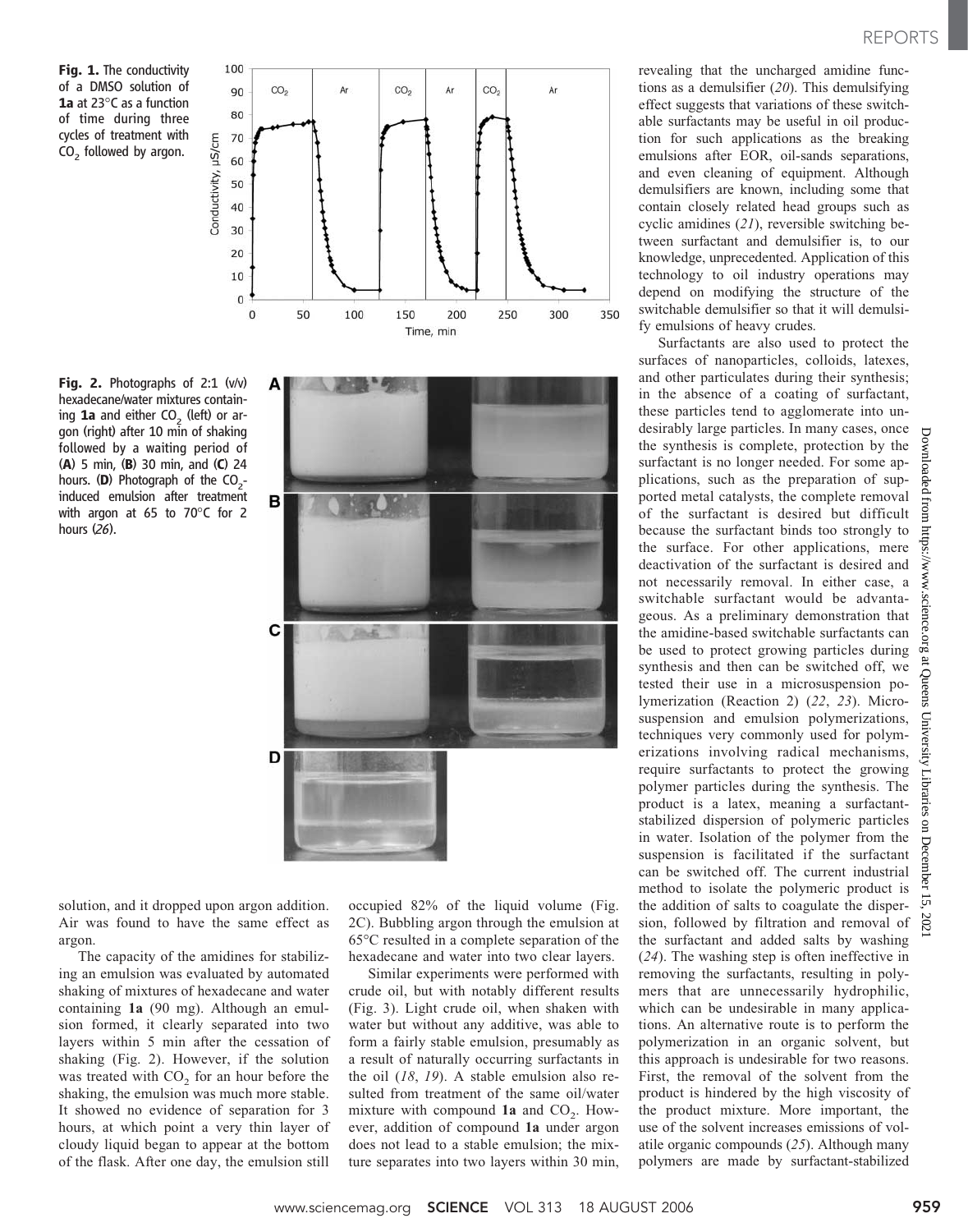**Fig. 1.** The conductivity of a DMSO solution of **1a** at 23°C as a function of time during three cycles of treatment with $CO_2$ followed by argon.

**Fig. 2.** Photographs of 2:1 (v/v) hexadecane/water mixtures containing **1a** and either $CO_2$ (left) or argon (right) after 10 min of shaking followed by a waiting period of (**A**) 5 min, (**B**) 30 min, and (**C**) 24 hours. (**D**) Photograph of the $CO_2$-induced emulsion after treatment with argon at 65 to 70°C for 2 hours (*26*).

solution, and it dropped upon argon addition. Air was found to have the same effect as argon.

The capacity of the amidines for stabilizing an emulsion was evaluated by automated shaking of mixtures of hexadecane and water containing **1a** (90 mg). Although an emulsion formed, it clearly separated into two layers within 5 min after the cessation of shaking (Fig. 2). However, if the solution was treated with $CO_2$ for an hour before the shaking, the emulsion was much more stable. It showed no evidence of separation for 3 hours, at which point a very thin layer of cloudy liquid began to appear at the bottom of the flask. After one day, the emulsion still occupied 82% of the liquid volume (Fig. 2C). Bubbling argon through the emulsion at 65°C resulted in a complete separation of the hexadecane and water into two clear layers.

Similar experiments were performed with crude oil, but with notably different results (Fig. 3). Light crude oil, when shaken with water but without any additive, was able to form a fairly stable emulsion, presumably as a result of naturally occurring surfactants in the oil (*18*, *19*). A stable emulsion also resulted from treatment of the same oil/water mixture with compound **1a** and $CO_2$. However, addition of compound **1a** under argon does not lead to a stable emulsion; the mixture separates into two layers within 30 min, revealing that the uncharged amidine functions as a demulsifier (*20*). This demulsifying effect suggests that variations of these switchable surfactants may be useful in oil production for such applications as the breaking emulsions after EOR, oil-sands separations, and even cleaning of equipment. Although demulsifiers are known, including some that contain closely related head groups such as cyclic amidines (*21*), reversible switching between surfactant and demulsifier is, to our knowledge, unprecedented. Application of this technology to oil industry operations may depend on modifying the structure of the switchable demulsifier so that it will demulsify emulsions of heavy crudes.

Surfactants are also used to protect the surfaces of nanoparticles, colloids, latexes, and other particulates during their synthesis; in the absence of a coating of surfactant, these particles tend to agglomerate into undesirably large particles. In many cases, once the synthesis is complete, protection by the surfactant is no longer needed. For some applications, such as the preparation of supported metal catalysts, the complete removal of the surfactant is desired but difficult because the surfactant binds too strongly to the surface. For other applications, mere deactivation of the surfactant is desired and not necessarily removal. In either case, a switchable surfactant would be advantageous. As a preliminary demonstration that the amidine-based switchable surfactants can be used to protect growing particles during synthesis and then can be switched off, we tested their use in a microsuspension polymerization (Reaction 2) (*22*, *23*). Microsuspension and emulsion polymerizations, techniques very commonly used for polymerizations involving radical mechanisms, require surfactants to protect the growing polymer particles during the synthesis. The product is a latex, meaning a surfactant-stabilized dispersion of polymeric particles in water. Isolation of the polymer from the suspension is facilitated if the surfactant can be switched off. The current industrial method to isolate the polymeric product is the addition of salts to coagulate the dispersion, followed by filtration and removal of the surfactant and added salts by washing (*24*). The washing step is often ineffective in removing the surfactants, resulting in polymers that are unnecessarily hydrophilic, which can be undesirable in many applications. An alternative route is to perform the polymerization in an organic solvent, but this approach is undesirable for two reasons. First, the removal of the solvent from the product is hindered by the high viscosity of the product mixture. More important, the use of the solvent increases emissions of volatile organic compounds (*25*). Although many polymers are made by surfactant-stabilized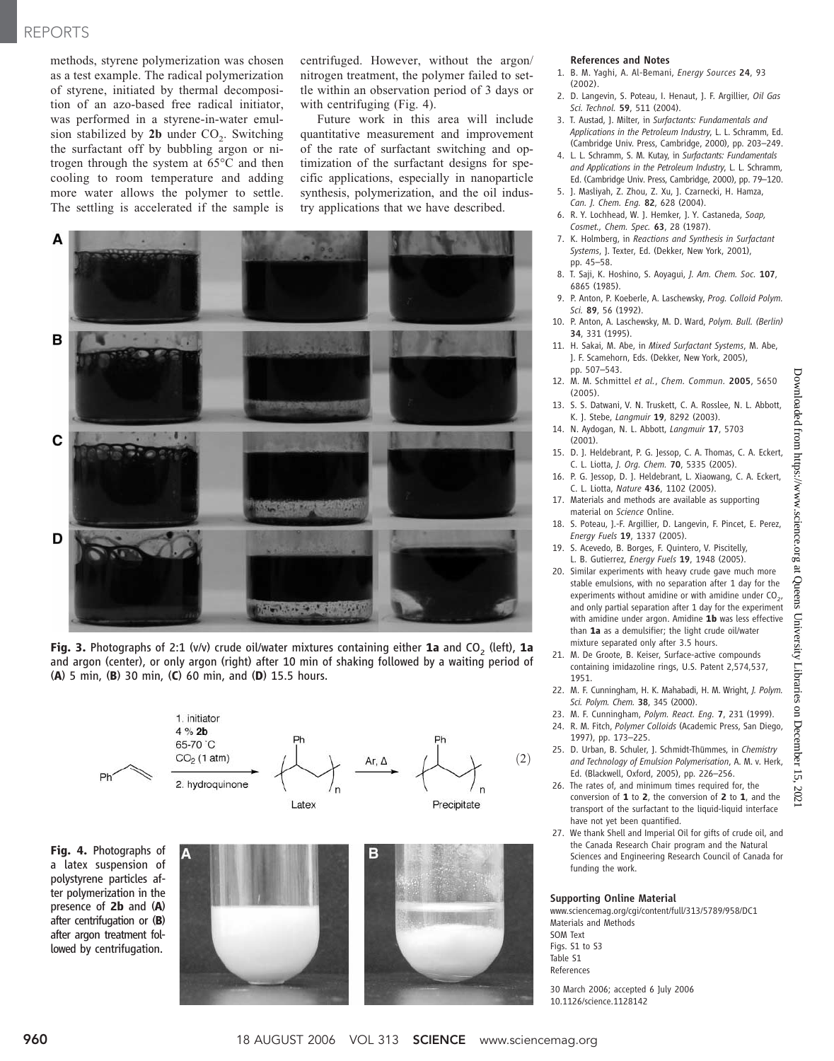methods, styrene polymerization was chosen as a test example. The radical polymerization of styrene, initiated by thermal decomposition of an azo-based free radical initiator, was performed in a styrene-in-water emulsion stabilized by **2b** under $CO_2$. Switching the surfactant off by bubbling argon or nitrogen through the system at 65°C and then cooling to room temperature and adding more water allows the polymer to settle. The settling is accelerated if the sample is centrifuged. However, without the argon/nitrogen treatment, the polymer failed to settle within an observation period of 3 days or with centrifuging (Fig. 4).

Future work in this area will include quantitative measurement and improvement of the rate of surfactant switching and optimization of the surfactant designs for specific applications, especially in nanoparticle synthesis, polymerization, and the oil industry applications that we have described.

**Fig. 3.** Photographs of 2:1 (v/v) crude oil/water mixtures containing either **1a** and $CO_2$ (left), **1a** and argon (center), or only argon (right) after 10 min of shaking followed by a waiting period of (**A**) 5 min, (**B**) 30 min, (**C**) 60 min, and (**D**) 15.5 hours.

1. initiator, 4 % **2b**, 65-70 °C, $CO_2$ (1 atm); 2. hydroquinone → Latex; Ar, Δ → Precipitate (2)

**Fig. 4.** Photographs of a latex suspension of polystyrene particles after polymerization in the presence of **2b** and (**A**) after centrifugation or (**B**) after argon treatment followed by centrifugation.

## References and Notes

1. B. M. Yaghi, A. Al-Bemani, *Energy Sources* **24**, 93 (2002).
2. D. Langevin, S. Poteau, I. Henaut, J. F. Argillier, *Oil Gas Sci. Technol.* **59**, 511 (2004).
3. T. Austad, J. Milter, in *Surfactants: Fundamentals and Applications in the Petroleum Industry*, L. L. Schramm, Ed. (Cambridge Univ. Press, Cambridge, 2000), pp. 203–249.
4. L. L. Schramm, S. M. Kutay, in *Surfactants: Fundamentals and Applications in the Petroleum Industry*, L. L. Schramm, Ed. (Cambridge Univ. Press, Cambridge, 2000), pp. 79–120.
5. J. Masliyah, Z. Zhou, Z. Xu, J. Czarnecki, H. Hamza, *Can. J. Chem. Eng.* **82**, 628 (2004).
6. R. Y. Lochhead, W. J. Hemker, J. Y. Castaneda, *Soap, Cosmet., Chem. Spec.* **63**, 28 (1987).
7. K. Holmberg, in *Reactions and Synthesis in Surfactant Systems*, J. Texter, Ed. (Dekker, New York, 2001), pp. 45–58.
8. T. Saji, K. Hoshino, S. Aoyagui, *J. Am. Chem. Soc.* **107**, 6865 (1985).
9. P. Anton, P. Koeberle, A. Laschewsky, *Prog. Colloid Polym. Sci.* **89**, 56 (1992).
10. P. Anton, A. Laschewsky, M. D. Ward, *Polym. Bull. (Berlin)* **34**, 331 (1995).
11. H. Sakai, M. Abe, in *Mixed Surfactant Systems*, M. Abe, J. F. Scamehorn, Eds. (Dekker, New York, 2005), pp. 507–543.
12. M. M. Schmittel *et al.*, *Chem. Commun.* **2005**, 5650 (2005).
13. S. S. Datwani, V. N. Truskett, C. A. Rosslee, N. L. Abbott, K. J. Stebe, *Langmuir* **19**, 8292 (2003).
14. N. Aydogan, N. L. Abbott, *Langmuir* **17**, 5703 (2001).
15. D. J. Heldebrant, P. G. Jessop, C. A. Thomas, C. A. Eckert, C. L. Liotta, *J. Org. Chem.* **70**, 5335 (2005).
16. P. G. Jessop, D. J. Heldebrant, L. Xiaowang, C. A. Eckert, C. L. Liotta, *Nature* **436**, 1102 (2005).
17. Materials and methods are available as supporting material on *Science* Online.
18. S. Poteau, J.-F. Argillier, D. Langevin, F. Pincet, E. Perez, *Energy Fuels* **19**, 1337 (2005).
19. S. Acevedo, B. Borges, F. Quintero, V. Piscitelly, L. B. Gutierrez, *Energy Fuels* **19**, 1948 (2005).
20. Similar experiments with heavy crude gave much more stable emulsions, with no separation after 1 day for the experiments without amidine or with amidine under $CO_2$, and only partial separation after 1 day for the experiment with amidine under argon. Amidine **1b** was less effective than **1a** as a demulsifier; the light crude oil/water mixture separated only after 3.5 hours.
21. M. De Groote, B. Keiser, Surface-active compounds containing imidazoline rings, U.S. Patent 2,574,537, 1951.
22. M. F. Cunningham, H. K. Mahabadi, H. M. Wright, *J. Polym. Sci. Polym. Chem.* **38**, 345 (2000).
23. M. F. Cunningham, *Polym. React. Eng.* **7**, 231 (1999).
24. R. M. Fitch, *Polymer Colloids* (Academic Press, San Diego, 1997), pp. 173–225.
25. D. Urban, B. Schuler, J. Schmidt-Thümmes, in *Chemistry and Technology of Emulsion Polymerisation*, A. M. v. Herk, Ed. (Blackwell, Oxford, 2005), pp. 226–256.
26. The rates of, and minimum times required for, the conversion of **1** to **2**, the conversion of **2** to **1**, and the transport of the surfactant to the liquid-liquid interface have not yet been quantified.
27. We thank Shell and Imperial Oil for gifts of crude oil, and the Canada Research Chair program and the Natural Sciences and Engineering Research Council of Canada for funding the work.

### Supporting Online Material

www.sciencemag.org/cgi/content/full/313/5789/958/DC1
Materials and Methods
SOM Text
Figs. S1 to S3
Table S1
References

30 March 2006; accepted 6 July 2006
10.1126/science.1128142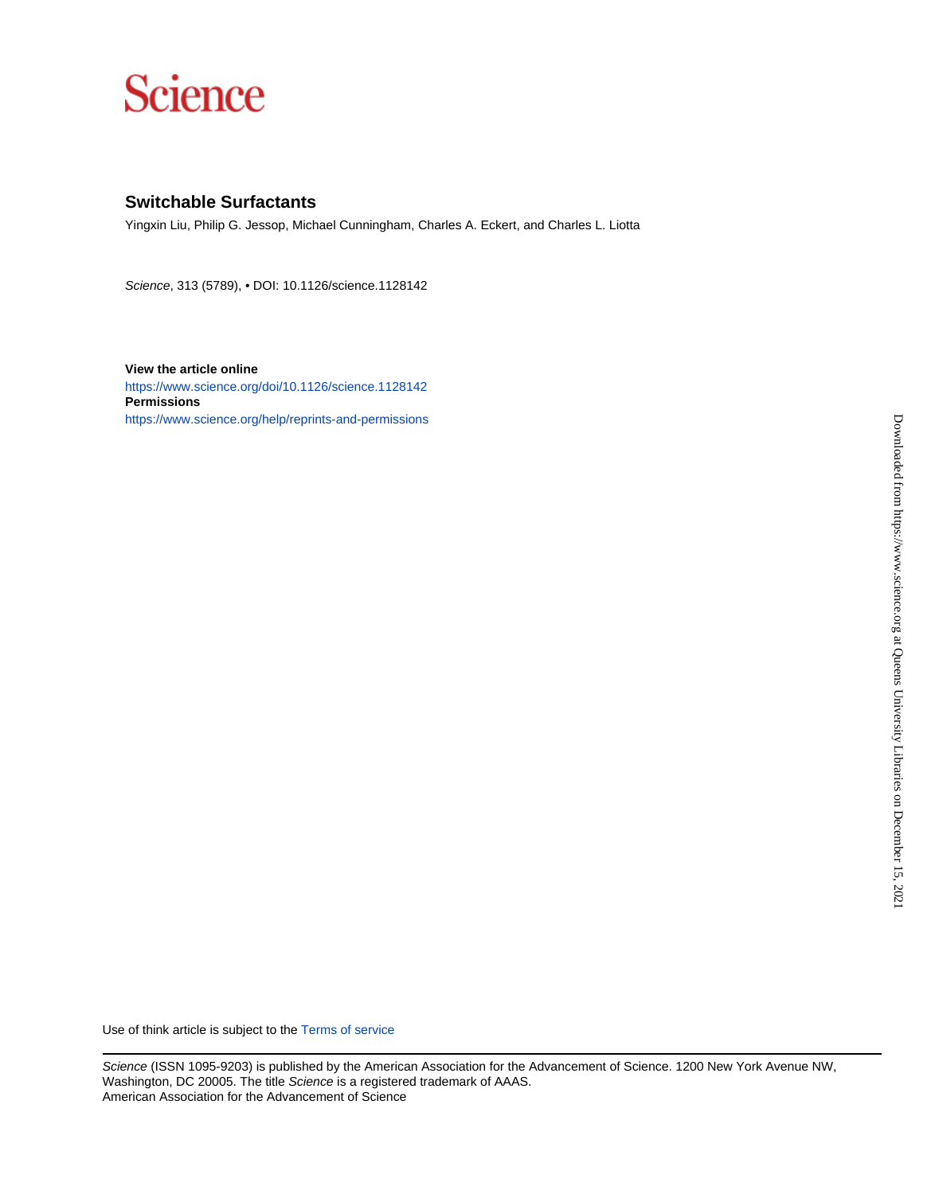Science

## Switchable Surfactants

Yingxin Liu, Philip G. Jessop, Michael Cunningham, Charles A. Eckert, and Charles L. Liotta

*Science*, 313 (5789), • DOI: 10.1126/science.1128142

**View the article online**
https://www.science.org/doi/10.1126/science.1128142
**Permissions**
https://www.science.org/help/reprints-and-permissions

Downloaded from https://www.science.org at Queens University Libraries on December 15, 2021

Use of think article is subject to the Terms of service

*Science* (ISSN 1095-9203) is published by the American Association for the Advancement of Science. 1200 New York Avenue NW, Washington, DC 20005. The title *Science* is a registered trademark of AAAS.
American Association for the Advancement of Science